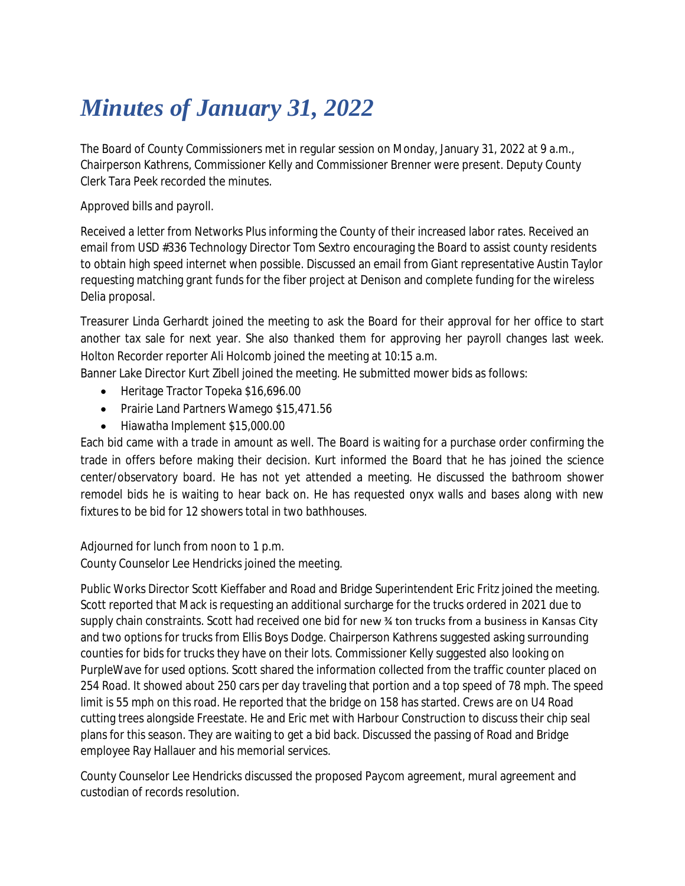# *Minutes of January 31, 2022*

The Board of County Commissioners met in regular session on Monday, January 31, 2022 at 9 a.m., Chairperson Kathrens, Commissioner Kelly and Commissioner Brenner were present. Deputy County Clerk Tara Peek recorded the minutes.

Approved bills and payroll.

Received a letter from Networks Plus informing the County of their increased labor rates. Received an email from USD #336 Technology Director Tom Sextro encouraging the Board to assist county residents to obtain high speed internet when possible. Discussed an email from Giant representative Austin Taylor requesting matching grant funds for the fiber project at Denison and complete funding for the wireless Delia proposal.

Treasurer Linda Gerhardt joined the meeting to ask the Board for their approval for her office to start another tax sale for next year. She also thanked them for approving her payroll changes last week. Holton Recorder reporter Ali Holcomb joined the meeting at 10:15 a.m.

Banner Lake Director Kurt Zibell joined the meeting. He submitted mower bids as follows:

- Heritage Tractor Topeka $16,696.00
- Prairie Land Partners Wamego $15,471.56
- Hiawatha Implement $15,000.00

Each bid came with a trade in amount as well. The Board is waiting for a purchase order confirming the trade in offers before making their decision. Kurt informed the Board that he has joined the science center/observatory board. He has not yet attended a meeting. He discussed the bathroom shower remodel bids he is waiting to hear back on. He has requested onyx walls and bases along with new fixtures to be bid for 12 showers total in two bathhouses.

Adjourned for lunch from noon to 1 p.m.

County Counselor Lee Hendricks joined the meeting.

Public Works Director Scott Kieffaber and Road and Bridge Superintendent Eric Fritz joined the meeting. Scott reported that Mack is requesting an additional surcharge for the trucks ordered in 2021 due to supply chain constraints. Scott had received one bid for new ¾ ton trucks from a business in Kansas City and two options for trucks from Ellis Boys Dodge. Chairperson Kathrens suggested asking surrounding counties for bids for trucks they have on their lots. Commissioner Kelly suggested also looking on PurpleWave for used options. Scott shared the information collected from the traffic counter placed on 254 Road. It showed about 250 cars per day traveling that portion and a top speed of 78 mph. The speed limit is 55 mph on this road. He reported that the bridge on 158 has started. Crews are on U4 Road cutting trees alongside Freestate. He and Eric met with Harbour Construction to discuss their chip seal plans for this season. They are waiting to get a bid back. Discussed the passing of Road and Bridge employee Ray Hallauer and his memorial services.

County Counselor Lee Hendricks discussed the proposed Paycom agreement, mural agreement and custodian of records resolution.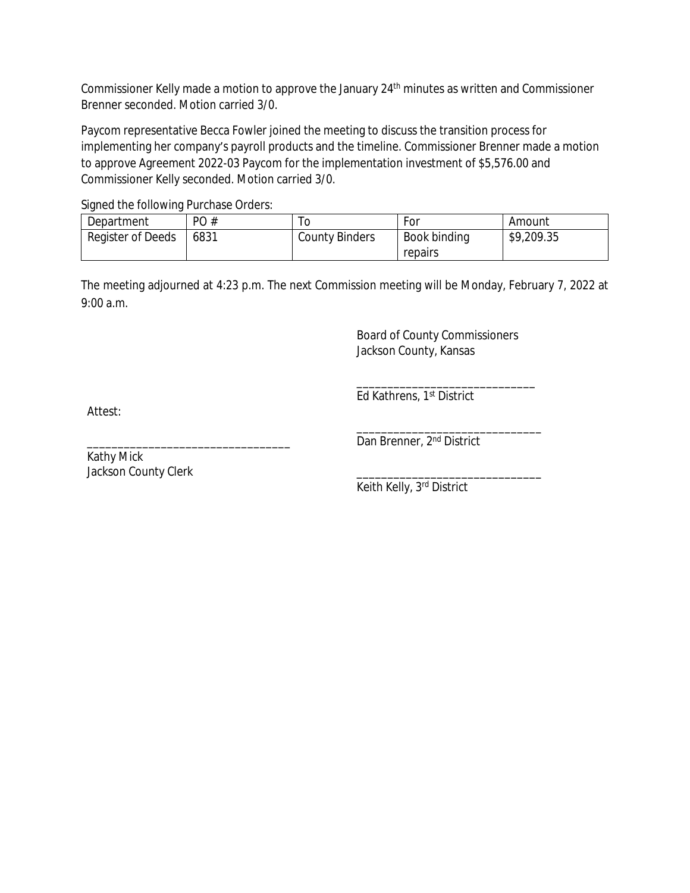Commissioner Kelly made a motion to approve the January 24th minutes as written and Commissioner Brenner seconded. Motion carried 3/0.

Paycom representative Becca Fowler joined the meeting to discuss the transition process for implementing her company's payroll products and the timeline. Commissioner Brenner made a motion to approve Agreement 2022-03 Paycom for the implementation investment of $5,576.00 and Commissioner Kelly seconded. Motion carried 3/0.

Signed the following Purchase Orders:

| Department | PO # | To | For | Amount |
|---|---|---|---|---|
| Register of Deeds | 6831 | County Binders | Book binding repairs | $9,209.35 |

The meeting adjourned at 4:23 p.m. The next Commission meeting will be Monday, February 7, 2022 at 9:00 a.m.

Board of County Commissioners
Jackson County, Kansas

_____________________________
Ed Kathrens, 1st District

Attest:

_____________________________
Dan Brenner, 2nd District

_________________________________
Kathy Mick
Jackson County Clerk

_____________________________
Keith Kelly, 3rd District